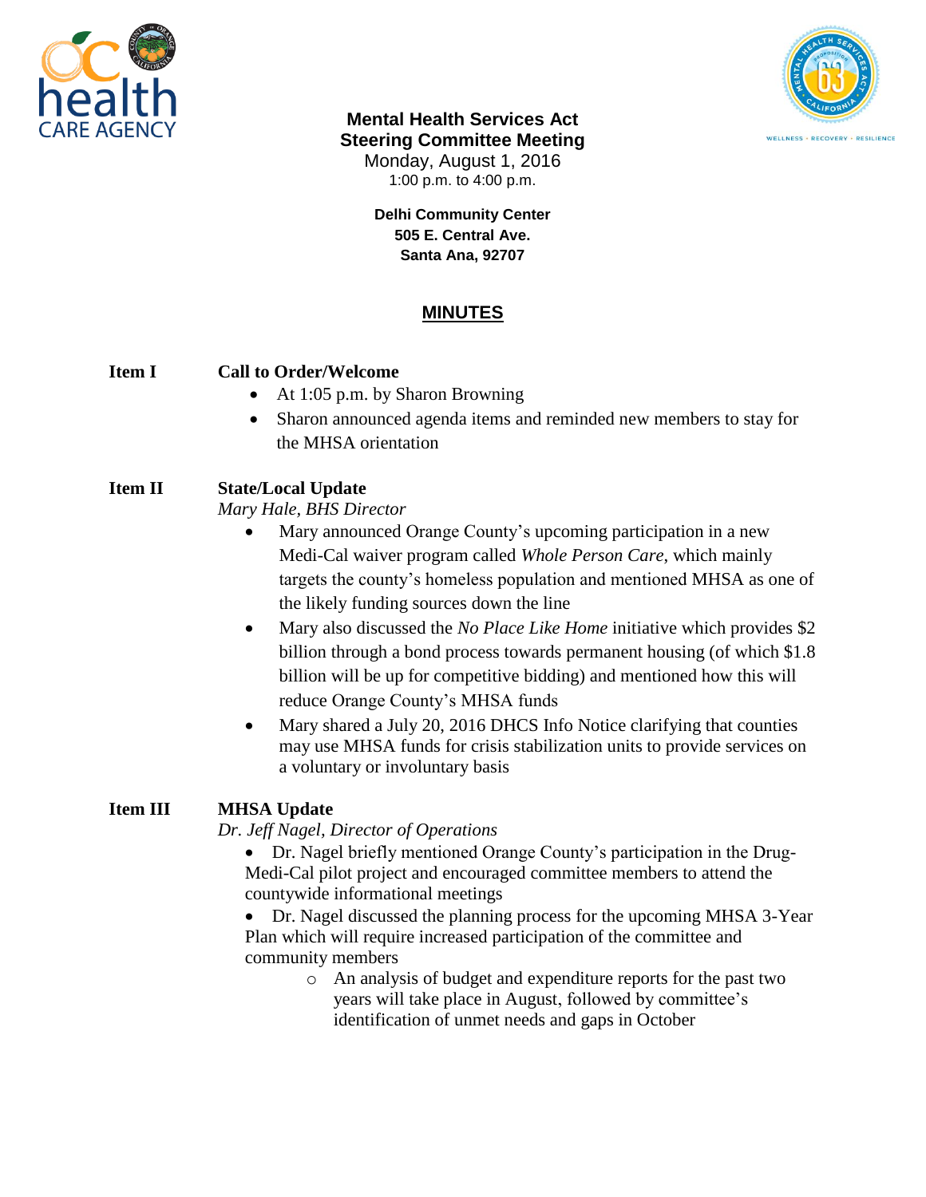**Mental Health Services Act**
**Steering Committee Meeting**
Monday, August 1, 2016
1:00 p.m. to 4:00 p.m.

**Delhi Community Center**
**505 E. Central Ave.**
**Santa Ana, 92707**

# MINUTES

## Item I Call to Order/Welcome

- At 1:05 p.m. by Sharon Browning
- Sharon announced agenda items and reminded new members to stay for the MHSA orientation

## Item II State/Local Update

*Mary Hale, BHS Director*

- Mary announced Orange County's upcoming participation in a new Medi-Cal waiver program called *Whole Person Care*, which mainly targets the county's homeless population and mentioned MHSA as one of the likely funding sources down the line
- Mary also discussed the *No Place Like Home* initiative which provides $2 billion through a bond process towards permanent housing (of which $1.8 billion will be up for competitive bidding) and mentioned how this will reduce Orange County's MHSA funds
- Mary shared a July 20, 2016 DHCS Info Notice clarifying that counties may use MHSA funds for crisis stabilization units to provide services on a voluntary or involuntary basis

## Item III MHSA Update

*Dr. Jeff Nagel, Director of Operations*

- Dr. Nagel briefly mentioned Orange County's participation in the Drug-Medi-Cal pilot project and encouraged committee members to attend the countywide informational meetings
- Dr. Nagel discussed the planning process for the upcoming MHSA 3-Year Plan which will require increased participation of the committee and community members
    - An analysis of budget and expenditure reports for the past two years will take place in August, followed by committee's identification of unmet needs and gaps in October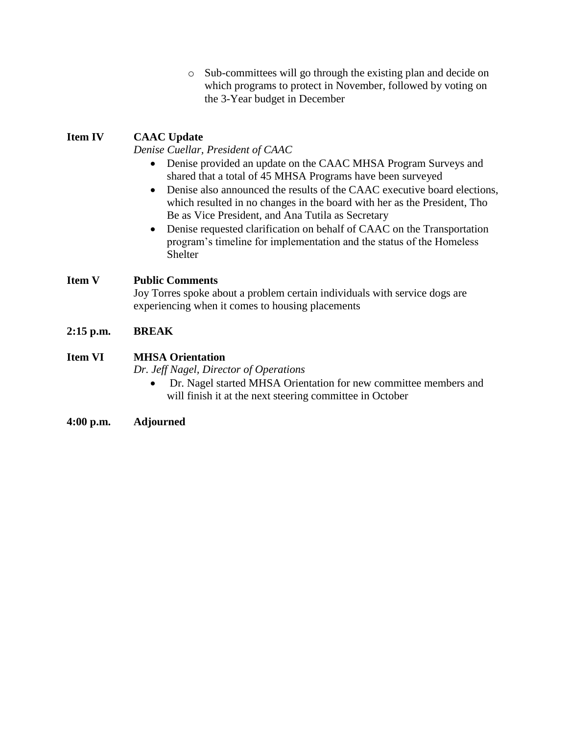- Sub-committees will go through the existing plan and decide on which programs to protect in November, followed by voting on the 3-Year budget in December

**Item IV** **CAAC Update**

*Denise Cuellar, President of CAAC*

- Denise provided an update on the CAAC MHSA Program Surveys and shared that a total of 45 MHSA Programs have been surveyed
- Denise also announced the results of the CAAC executive board elections, which resulted in no changes in the board with her as the President, Tho Be as Vice President, and Ana Tutila as Secretary
- Denise requested clarification on behalf of CAAC on the Transportation program's timeline for implementation and the status of the Homeless Shelter

**Item V** **Public Comments**

Joy Torres spoke about a problem certain individuals with service dogs are experiencing when it comes to housing placements

**2:15 p.m.** **BREAK**

**Item VI** **MHSA Orientation**

*Dr. Jeff Nagel, Director of Operations*

- Dr. Nagel started MHSA Orientation for new committee members and will finish it at the next steering committee in October

**4:00 p.m.** **Adjourned**